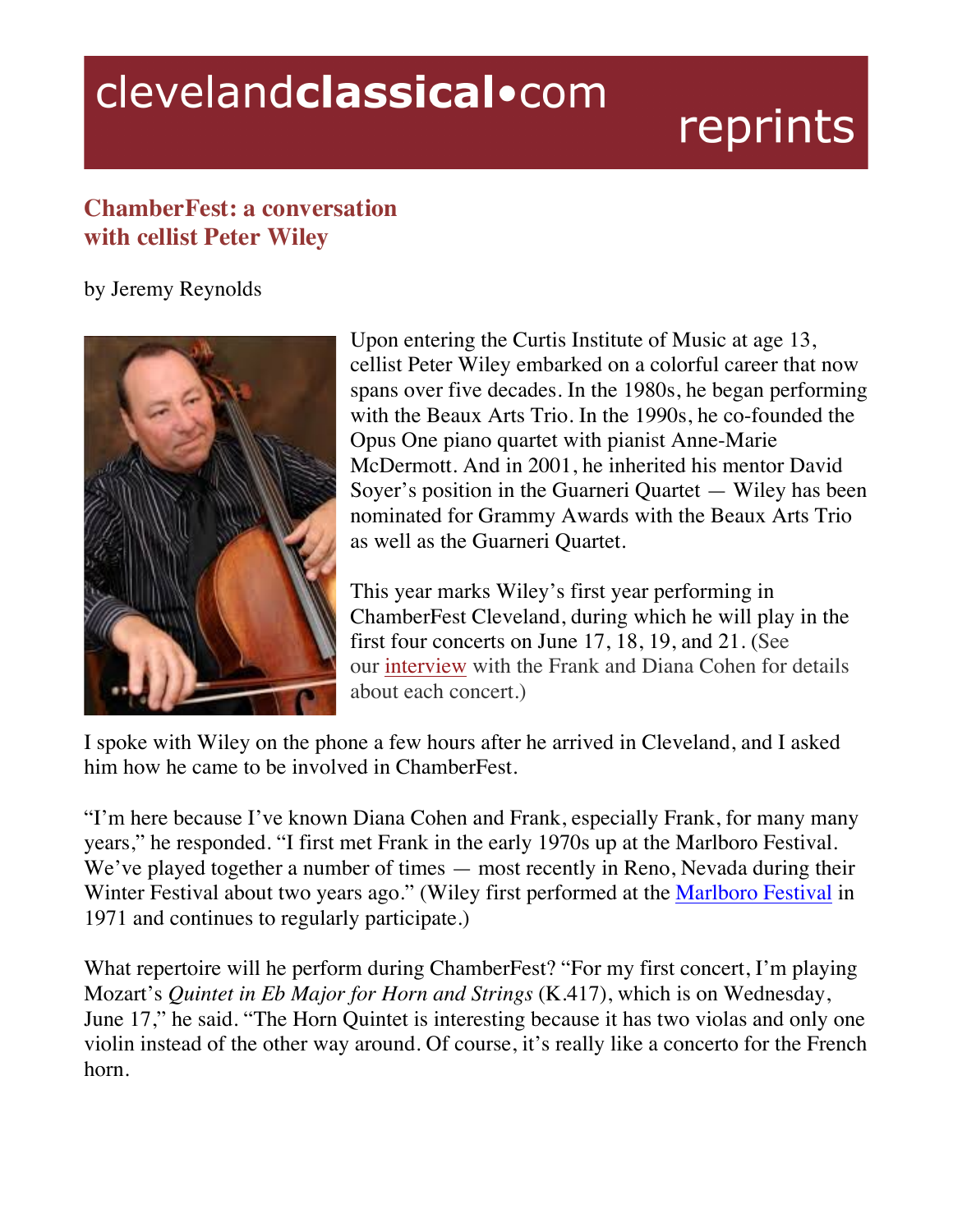# clevelandclassical•com reprints

## ChamberFest: a conversation with cellist Peter Wiley

by Jeremy Reynolds

Upon entering the Curtis Institute of Music at age 13, cellist Peter Wiley embarked on a colorful career that now spans over five decades. In the 1980s, he began performing with the Beaux Arts Trio. In the 1990s, he co-founded the Opus One piano quartet with pianist Anne-Marie McDermott. And in 2001, he inherited his mentor David Soyer's position in the Guarneri Quartet — Wiley has been nominated for Grammy Awards with the Beaux Arts Trio as well as the Guarneri Quartet.

This year marks Wiley's first year performing in ChamberFest Cleveland, during which he will play in the first four concerts on June 17, 18, 19, and 21. (See our interview with the Frank and Diana Cohen for details about each concert.)

I spoke with Wiley on the phone a few hours after he arrived in Cleveland, and I asked him how he came to be involved in ChamberFest.

"I'm here because I've known Diana Cohen and Frank, especially Frank, for many many years," he responded. "I first met Frank in the early 1970s up at the Marlboro Festival. We've played together a number of times — most recently in Reno, Nevada during their Winter Festival about two years ago." (Wiley first performed at the Marlboro Festival in 1971 and continues to regularly participate.)

What repertoire will he perform during ChamberFest? "For my first concert, I'm playing Mozart's *Quintet in Eb Major for Horn and Strings* (K.417), which is on Wednesday, June 17," he said. "The Horn Quintet is interesting because it has two violas and only one violin instead of the other way around. Of course, it's really like a concerto for the French horn.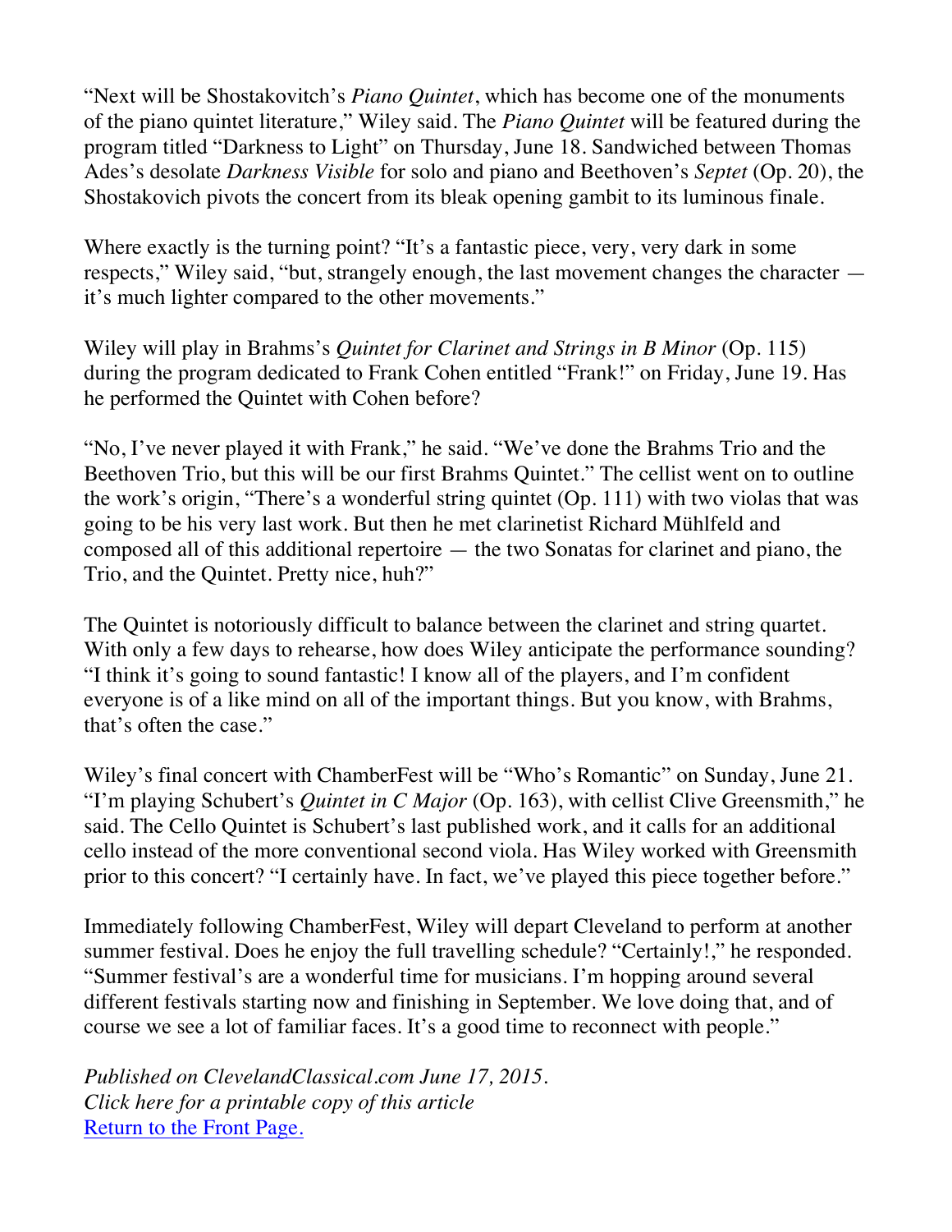"Next will be Shostakovitch's *Piano Quintet*, which has become one of the monuments of the piano quintet literature," Wiley said. The *Piano Quintet* will be featured during the program titled "Darkness to Light" on Thursday, June 18. Sandwiched between Thomas Ades's desolate *Darkness Visible* for solo and piano and Beethoven's *Septet* (Op. 20), the Shostakovich pivots the concert from its bleak opening gambit to its luminous finale.

Where exactly is the turning point? "It's a fantastic piece, very, very dark in some respects," Wiley said, "but, strangely enough, the last movement changes the character — it's much lighter compared to the other movements."

Wiley will play in Brahms's *Quintet for Clarinet and Strings in B Minor* (Op. 115) during the program dedicated to Frank Cohen entitled "Frank!" on Friday, June 19. Has he performed the Quintet with Cohen before?

"No, I've never played it with Frank," he said. "We've done the Brahms Trio and the Beethoven Trio, but this will be our first Brahms Quintet." The cellist went on to outline the work's origin, "There's a wonderful string quintet (Op. 111) with two violas that was going to be his very last work. But then he met clarinetist Richard Mühlfeld and composed all of this additional repertoire — the two Sonatas for clarinet and piano, the Trio, and the Quintet. Pretty nice, huh?"

The Quintet is notoriously difficult to balance between the clarinet and string quartet. With only a few days to rehearse, how does Wiley anticipate the performance sounding? "I think it's going to sound fantastic! I know all of the players, and I'm confident everyone is of a like mind on all of the important things. But you know, with Brahms, that's often the case."

Wiley's final concert with ChamberFest will be "Who's Romantic" on Sunday, June 21. "I'm playing Schubert's *Quintet in C Major* (Op. 163), with cellist Clive Greensmith," he said. The Cello Quintet is Schubert's last published work, and it calls for an additional cello instead of the more conventional second viola. Has Wiley worked with Greensmith prior to this concert? "I certainly have. In fact, we've played this piece together before."

Immediately following ChamberFest, Wiley will depart Cleveland to perform at another summer festival. Does he enjoy the full travelling schedule? "Certainly!," he responded. "Summer festival's are a wonderful time for musicians. I'm hopping around several different festivals starting now and finishing in September. We love doing that, and of course we see a lot of familiar faces. It's a good time to reconnect with people."

*Published on ClevelandClassical.com June 17, 2015.*
*Click here for a printable copy of this article*
[Return to the Front Page.]()